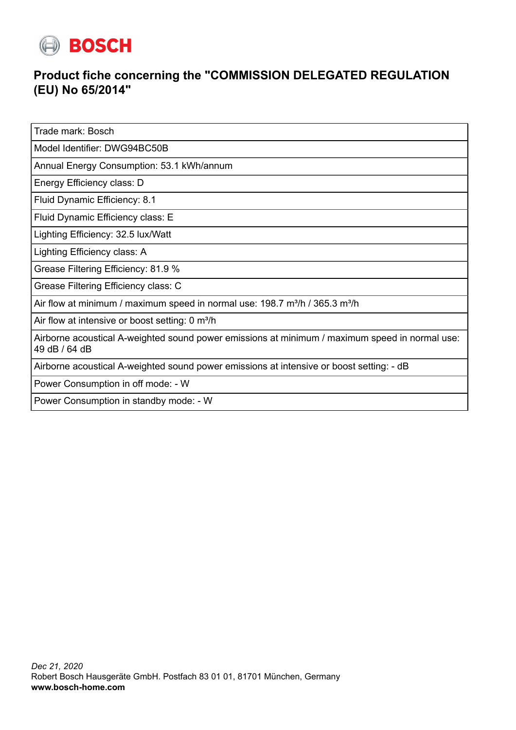BOSCH

## Product fiche concerning the "COMMISSION DELEGATED REGULATION (EU) No 65/2014"

| Trade mark: Bosch |
|---|
| Model Identifier: DWG94BC50B |
| Annual Energy Consumption: 53.1 kWh/annum |
| Energy Efficiency class: D |
| Fluid Dynamic Efficiency: 8.1 |
| Fluid Dynamic Efficiency class: E |
| Lighting Efficiency: 32.5 lux/Watt |
| Lighting Efficiency class: A |
| Grease Filtering Efficiency: 81.9 % |
| Grease Filtering Efficiency class: C |
| Air flow at minimum / maximum speed in normal use: 198.7 m³/h / 365.3 m³/h |
| Air flow at intensive or boost setting: 0 m³/h |
| Airborne acoustical A-weighted sound power emissions at minimum / maximum speed in normal use: 49 dB / 64 dB |
| Airborne acoustical A-weighted sound power emissions at intensive or boost setting: - dB |
| Power Consumption in off mode: - W |
| Power Consumption in standby mode: - W |

*Dec 21, 2020*
Robert Bosch Hausgeräte GmbH. Postfach 83 01 01, 81701 München, Germany
**www.bosch-home.com**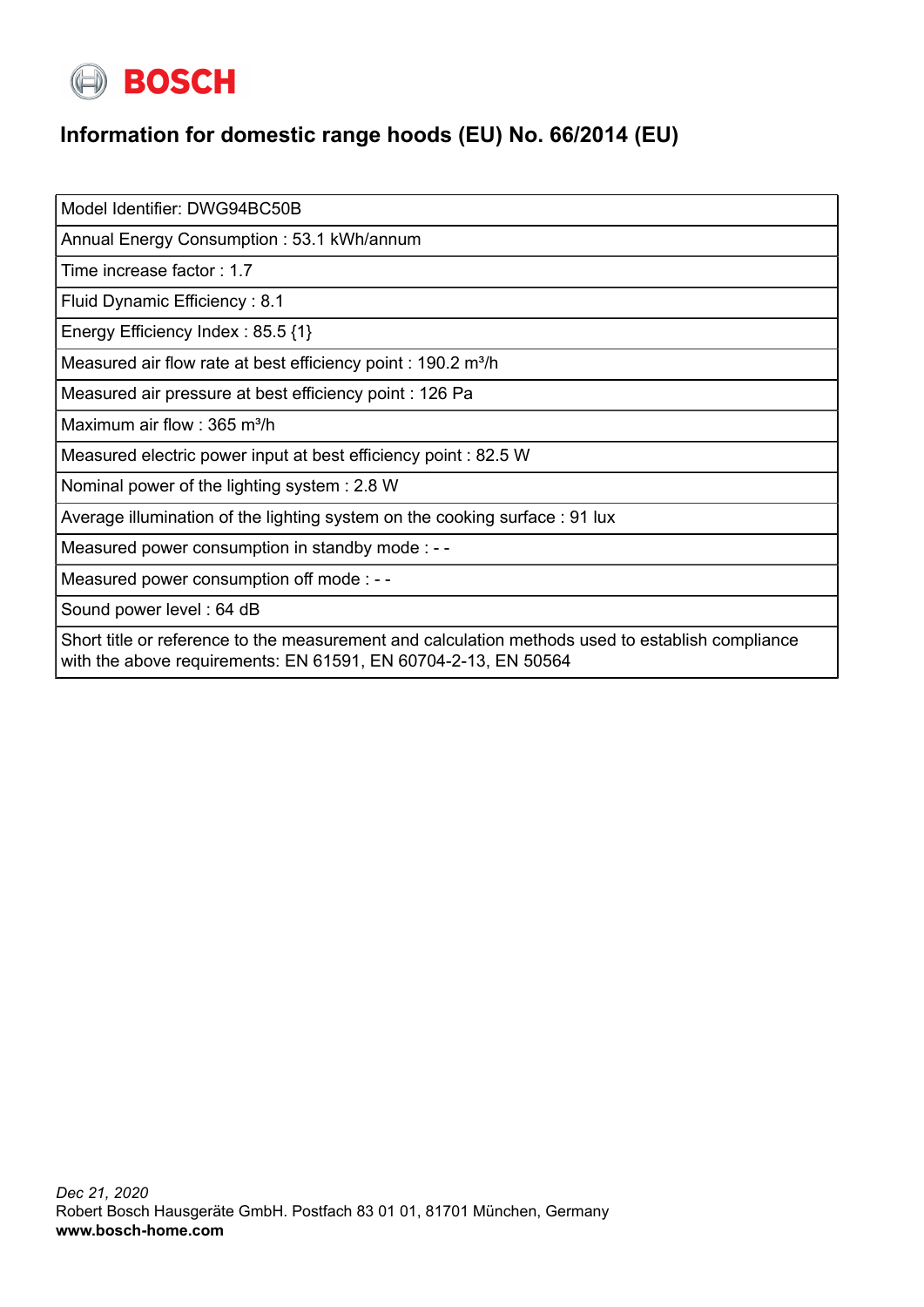BOSCH

## Information for domestic range hoods (EU) No. 66/2014 (EU)

| |
|---|
| Model Identifier: DWG94BC50B |
| Annual Energy Consumption : 53.1 kWh/annum |
| Time increase factor : 1.7 |
| Fluid Dynamic Efficiency : 8.1 |
| Energy Efficiency Index : 85.5 {1} |
| Measured air flow rate at best efficiency point : 190.2 m³/h |
| Measured air pressure at best efficiency point : 126 Pa |
| Maximum air flow : 365 m³/h |
| Measured electric power input at best efficiency point : 82.5 W |
| Nominal power of the lighting system : 2.8 W |
| Average illumination of the lighting system on the cooking surface : 91 lux |
| Measured power consumption in standby mode : - - |
| Measured power consumption off mode : - - |
| Sound power level : 64 dB |
| Short title or reference to the measurement and calculation methods used to establish compliance with the above requirements: EN 61591, EN 60704-2-13, EN 50564 |

*Dec 21, 2020*
Robert Bosch Hausgeräte GmbH. Postfach 83 01 01, 81701 München, Germany
**www.bosch-home.com**